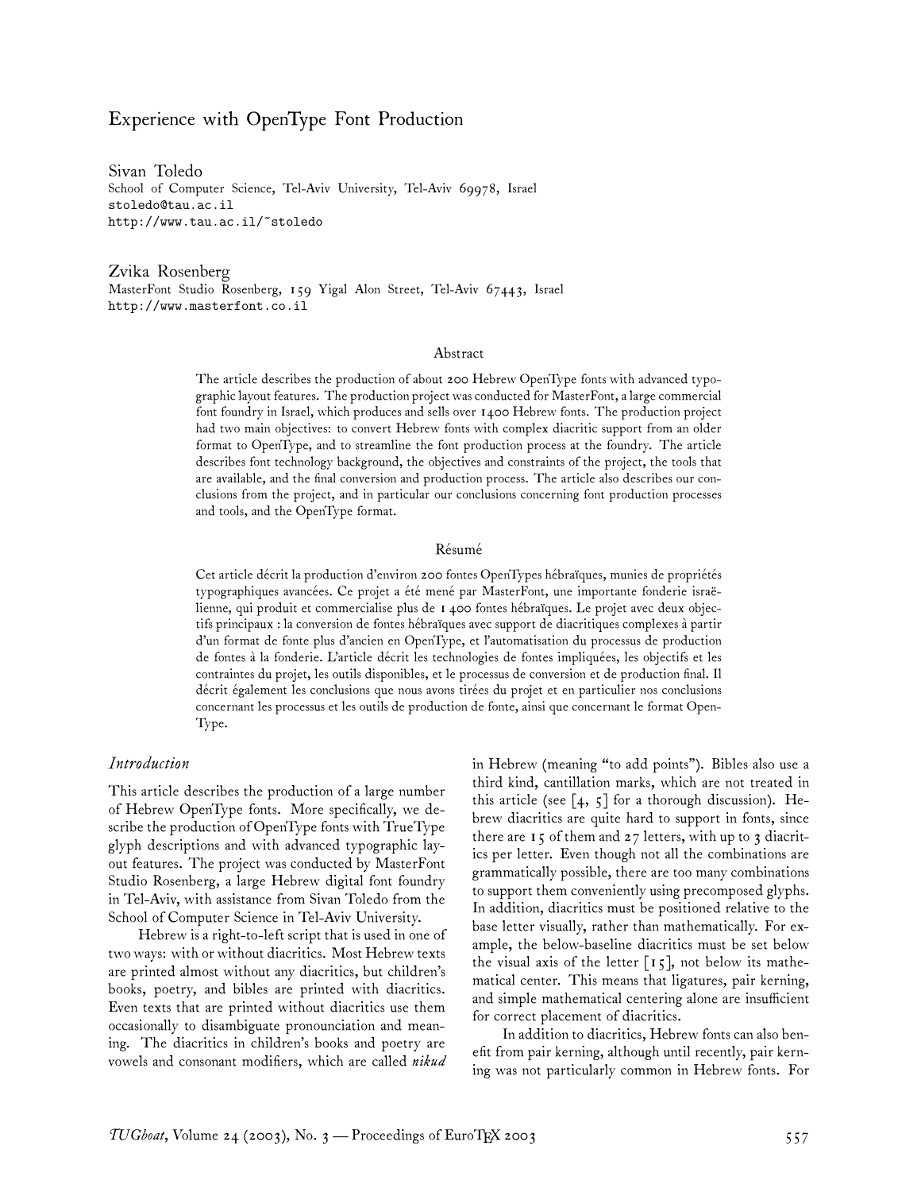# Experience with OpenType Font Production

Sivan Toledo
School of Computer Science, Tel-Aviv University, Tel-Aviv 69978, Israel
stoledo@tau.ac.il
http://www.tau.ac.il/~stoledo

Zvika Rosenberg
MasterFont Studio Rosenberg, 159 Yigal Alon Street, Tel-Aviv 67443, Israel
http://www.masterfont.co.il

## Abstract

The article describes the production of about 200 Hebrew OpenType fonts with advanced typographic layout features. The production project was conducted for MasterFont, a large commercial font foundry in Israel, which produces and sells over 1400 Hebrew fonts. The production project had two main objectives: to convert Hebrew fonts with complex diacritic support from an older format to OpenType, and to streamline the font production process at the foundry. The article describes font technology background, the objectives and constraints of the project, the tools that are available, and the final conversion and production process. The article also describes our conclusions from the project, and in particular our conclusions concerning font production processes and tools, and the OpenType format.

## Résumé

Cet article décrit la production d'environ 200 fontes OpenTypes hébraïques, munies de propriétés typographiques avancées. Ce projet a été mené par MasterFont, une importante fonderie israëlienne, qui produit et commercialise plus de 1 400 fontes hébraïques. Le projet avec deux objectifs principaux : la conversion de fontes hébraïques avec support de diacritiques complexes à partir d'un format de fonte plus d'ancien en OpenType, et l'automatisation du processus de production de fontes à la fonderie. L'article décrit les technologies de fontes impliquées, les objectifs et les contraintes du projet, les outils disponibles, et le processus de conversion et de production final. Il décrit également les conclusions que nous avons tirées du projet et en particulier nos conclusions concernant les processus et les outils de production de fonte, ainsi que concernant le format OpenType.

## *Introduction*

This article describes the production of a large number of Hebrew OpenType fonts. More specifically, we describe the production of OpenType fonts with TrueType glyph descriptions and with advanced typographic layout features. The project was conducted by MasterFont Studio Rosenberg, a large Hebrew digital font foundry in Tel-Aviv, with assistance from Sivan Toledo from the School of Computer Science in Tel-Aviv University.

Hebrew is a right-to-left script that is used in one of two ways: with or without diacritics. Most Hebrew texts are printed almost without any diacritics, but children's books, poetry, and bibles are printed with diacritics. Even texts that are printed without diacritics use them occasionally to disambiguate pronounciation and meaning. The diacritics in children's books and poetry are vowels and consonant modifiers, which are called ***nikud*** in Hebrew (meaning "to add points"). Bibles also use a third kind, cantillation marks, which are not treated in this article (see [4, 5] for a thorough discussion). Hebrew diacritics are quite hard to support in fonts, since there are 15 of them and 27 letters, with up to 3 diacritics per letter. Even though not all the combinations are grammatically possible, there are too many combinations to support them conveniently using precomposed glyphs. In addition, diacritics must be positioned relative to the base letter visually, rather than mathematically. For example, the below-baseline diacritics must be set below the visual axis of the letter [15], not below its mathematical center. This means that ligatures, pair kerning, and simple mathematical centering alone are insufficient for correct placement of diacritics.

In addition to diacritics, Hebrew fonts can also benefit from pair kerning, although until recently, pair kerning was not particularly common in Hebrew fonts. For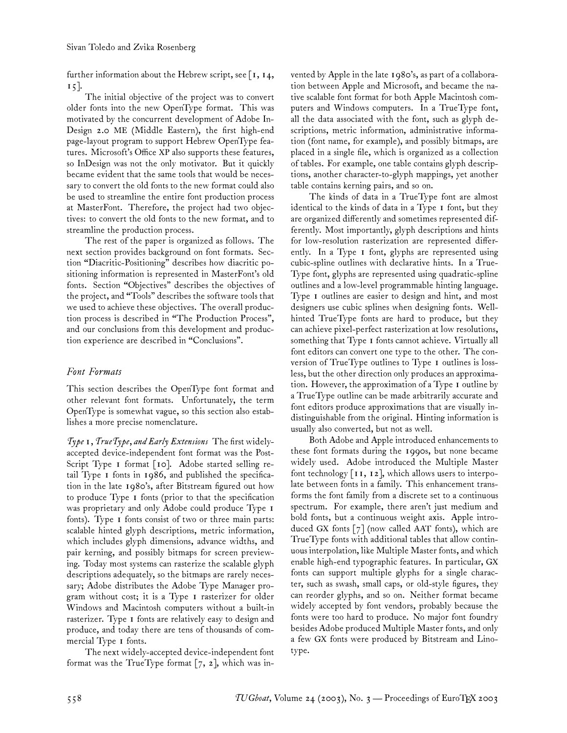further information about the Hebrew script, see [1, 14, 15].

The initial objective of the project was to convert older fonts into the new OpenType format. This was motivated by the concurrent development of Adobe InDesign 2.0 ME (Middle Eastern), the first high-end page-layout program to support Hebrew OpenType features. Microsoft's Office XP also supports these features, so InDesign was not the only motivator. But it quickly became evident that the same tools that would be necessary to convert the old fonts to the new format could also be used to streamline the entire font production process at MasterFont. Therefore, the project had two objectives: to convert the old fonts to the new format, and to streamline the production process.

The rest of the paper is organized as follows. The next section provides background on font formats. Section "Diacritic-Positioning" describes how diacritic positioning information is represented in MasterFont's old fonts. Section "Objectives" describes the objectives of the project, and "Tools" describes the software tools that we used to achieve these objectives. The overall production process is described in "The Production Process", and our conclusions from this development and production experience are described in "Conclusions".

## Font Formats

This section describes the OpenType font format and other relevant font formats. Unfortunately, the term OpenType is somewhat vague, so this section also establishes a more precise nomenclature.

*Type 1, TrueType, and Early Extensions* The first widely-accepted device-independent font format was the PostScript Type 1 format [10]. Adobe started selling retail Type 1 fonts in 1986, and published the specification in the late 1980's, after Bitstream figured out how to produce Type 1 fonts (prior to that the specification was proprietary and only Adobe could produce Type 1 fonts). Type 1 fonts consist of two or three main parts: scalable hinted glyph descriptions, metric information, which includes glyph dimensions, advance widths, and pair kerning, and possibly bitmaps for screen previewing. Today most systems can rasterize the scalable glyph descriptions adequately, so the bitmaps are rarely necessary; Adobe distributes the Adobe Type Manager program without cost; it is a Type 1 rasterizer for older Windows and Macintosh computers without a built-in rasterizer. Type 1 fonts are relatively easy to design and produce, and today there are tens of thousands of commercial Type 1 fonts.

The next widely-accepted device-independent font format was the TrueType format [7, 2], which was invented by Apple in the late 1980's, as part of a collaboration between Apple and Microsoft, and became the native scalable font format for both Apple Macintosh computers and Windows computers. In a TrueType font, all the data associated with the font, such as glyph descriptions, metric information, administrative information (font name, for example), and possibly bitmaps, are placed in a single file, which is organized as a collection of tables. For example, one table contains glyph descriptions, another character-to-glyph mappings, yet another table contains kerning pairs, and so on.

The kinds of data in a TrueType font are almost identical to the kinds of data in a Type 1 font, but they are organized differently and sometimes represented differently. Most importantly, glyph descriptions and hints for low-resolution rasterization are represented differently. In a Type 1 font, glyphs are represented using cubic-spline outlines with declarative hints. In a TrueType font, glyphs are represented using quadratic-spline outlines and a low-level programmable hinting language. Type 1 outlines are easier to design and hint, and most designers use cubic splines when designing fonts. Well-hinted TrueType fonts are hard to produce, but they can achieve pixel-perfect rasterization at low resolutions, something that Type 1 fonts cannot achieve. Virtually all font editors can convert one type to the other. The conversion of TrueType outlines to Type 1 outlines is lossless, but the other direction only produces an approximation. However, the approximation of a Type 1 outline by a TrueType outline can be made arbitrarily accurate and font editors produce approximations that are visually indistinguishable from the original. Hinting information is usually also converted, but not as well.

Both Adobe and Apple introduced enhancements to these font formats during the 1990s, but none became widely used. Adobe introduced the Multiple Master font technology [11, 12], which allows users to interpolate between fonts in a family. This enhancement transforms the font family from a discrete set to a continuous spectrum. For example, there aren't just medium and bold fonts, but a continuous weight axis. Apple introduced GX fonts [7] (now called AAT fonts), which are TrueType fonts with additional tables that allow continuous interpolation, like Multiple Master fonts, and which enable high-end typographic features. In particular, GX fonts can support multiple glyphs for a single character, such as swash, small caps, or old-style figures, they can reorder glyphs, and so on. Neither format became widely accepted by font vendors, probably because the fonts were too hard to produce. No major font foundry besides Adobe produced Multiple Master fonts, and only a few GX fonts were produced by Bitstream and Linotype.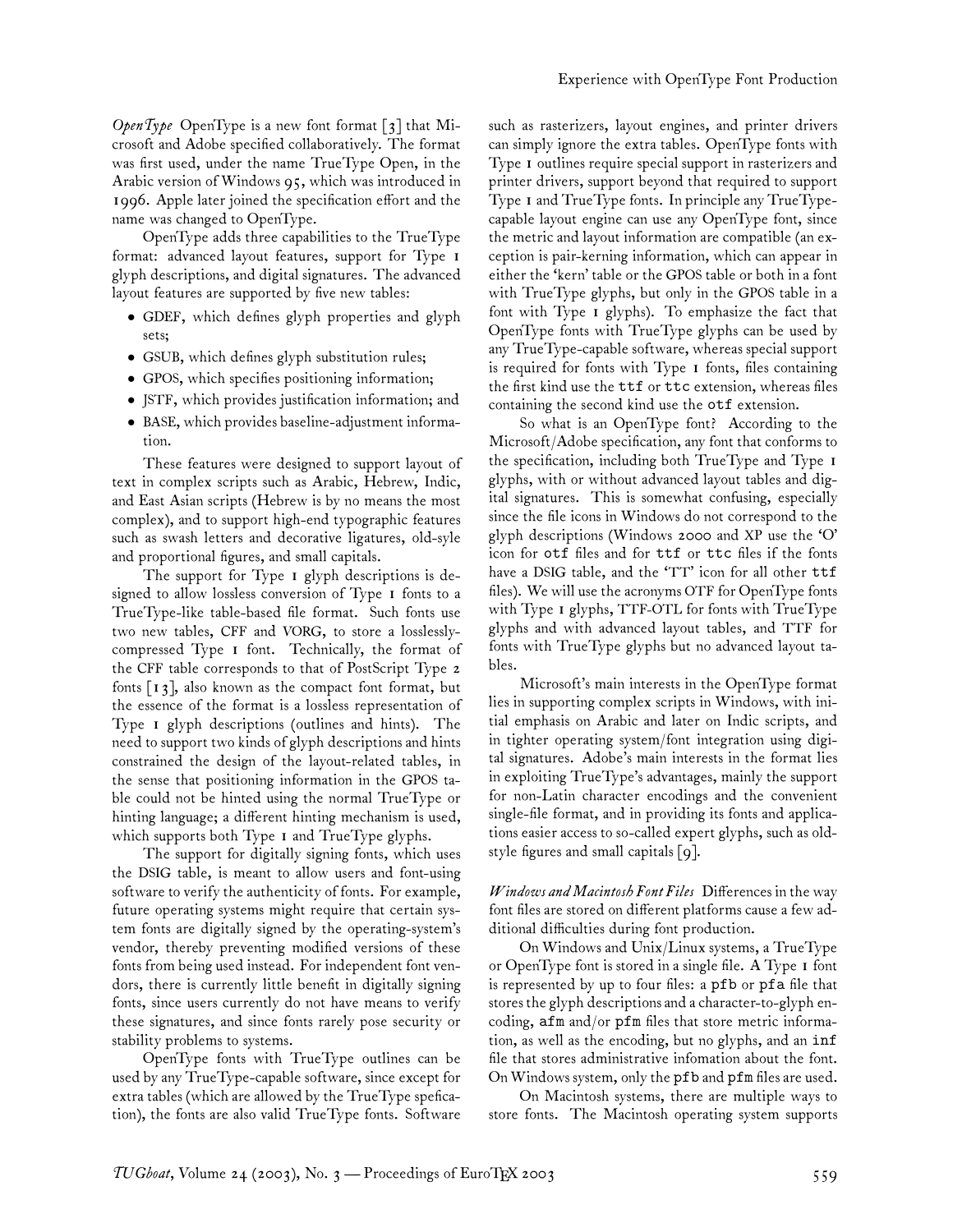*OpenType* OpenType is a new font format [3] that Microsoft and Adobe specified collaboratively. The format was first used, under the name TrueType Open, in the Arabic version of Windows 95, which was introduced in 1996. Apple later joined the specification effort and the name was changed to OpenType.

OpenType adds three capabilities to the TrueType format: advanced layout features, support for Type 1 glyph descriptions, and digital signatures. The advanced layout features are supported by five new tables:

- GDEF, which defines glyph properties and glyph sets;
- GSUB, which defines glyph substitution rules;
- GPOS, which specifies positioning information;
- JSTF, which provides justification information; and
- BASE, which provides baseline-adjustment information.

These features were designed to support layout of text in complex scripts such as Arabic, Hebrew, Indic, and East Asian scripts (Hebrew is by no means the most complex), and to support high-end typographic features such as swash letters and decorative ligatures, old-syle and proportional figures, and small capitals.

The support for Type 1 glyph descriptions is designed to allow lossless conversion of Type 1 fonts to a TrueType-like table-based file format. Such fonts use two new tables, CFF and VORG, to store a losslessly-compressed Type 1 font. Technically, the format of the CFF table corresponds to that of PostScript Type 2 fonts [13], also known as the compact font format, but the essence of the format is a lossless representation of Type 1 glyph descriptions (outlines and hints). The need to support two kinds of glyph descriptions and hints constrained the design of the layout-related tables, in the sense that positioning information in the GPOS table could not be hinted using the normal TrueType or hinting language; a different hinting mechanism is used, which supports both Type 1 and TrueType glyphs.

The support for digitally signing fonts, which uses the DSIG table, is meant to allow users and font-using software to verify the authenticity of fonts. For example, future operating systems might require that certain system fonts are digitally signed by the operating-system's vendor, thereby preventing modified versions of these fonts from being used instead. For independent font vendors, there is currently little benefit in digitally signing fonts, since users currently do not have means to verify these signatures, and since fonts rarely pose security or stability problems to systems.

OpenType fonts with TrueType outlines can be used by any TrueType-capable software, since except for extra tables (which are allowed by the TrueType specfication), the fonts are also valid TrueType fonts. Software such as rasterizers, layout engines, and printer drivers can simply ignore the extra tables. OpenType fonts with Type 1 outlines require special support in rasterizers and printer drivers, support beyond that required to support Type 1 and TrueType fonts. In principle any TrueType-capable layout engine can use any OpenType font, since the metric and layout information are compatible (an exception is pair-kerning information, which can appear in either the 'kern' table or the GPOS table or both in a font with TrueType glyphs, but only in the GPOS table in a font with Type 1 glyphs). To emphasize the fact that OpenType fonts with TrueType glyphs can be used by any TrueType-capable software, whereas special support is required for fonts with Type 1 fonts, files containing the first kind use the `ttf` or `ttc` extension, whereas files containing the second kind use the `otf` extension.

So what is an OpenType font? According to the Microsoft/Adobe specification, any font that conforms to the specification, including both TrueType and Type 1 glyphs, with or without advanced layout tables and digital signatures. This is somewhat confusing, especially since the file icons in Windows do not correspond to the glyph descriptions (Windows 2000 and XP use the 'O' icon for `otf` files and for `ttf` or `ttc` files if the fonts have a DSIG table, and the 'TT' icon for all other `ttf` files). We will use the acronyms OTF for OpenType fonts with Type 1 glyphs, TTF-OTL for fonts with TrueType glyphs and with advanced layout tables, and TTF for fonts with TrueType glyphs but no advanced layout tables.

Microsoft's main interests in the OpenType format lies in supporting complex scripts in Windows, with initial emphasis on Arabic and later on Indic scripts, and in tighter operating system/font integration using digital signatures. Adobe's main interests in the format lies in exploiting TrueType's advantages, mainly the support for non-Latin character encodings and the convenient single-file format, and in providing its fonts and applications easier access to so-called expert glyphs, such as oldstyle figures and small capitals [9].

*Windows and Macintosh Font Files* Differences in the way font files are stored on different platforms cause a few additional difficulties during font production.

On Windows and Unix/Linux systems, a TrueType or OpenType font is stored in a single file. A Type 1 font is represented by up to four files: a `pfb` or `pfa` file that stores the glyph descriptions and a character-to-glyph encoding, `afm` and/or `pfm` files that store metric information, as well as the encoding, but no glyphs, and an `inf` file that stores administrative infomation about the font. On Windows system, only the `pfb` and `pfm` files are used.

On Macintosh systems, there are multiple ways to store fonts. The Macintosh operating system supports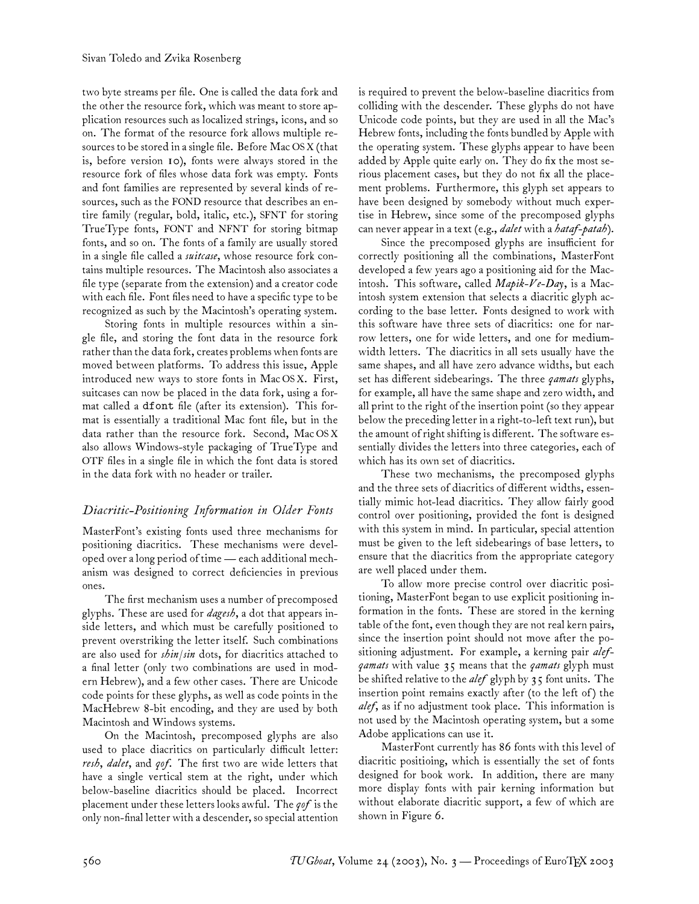two byte streams per file. One is called the data fork and the other the resource fork, which was meant to store application resources such as localized strings, icons, and so on. The format of the resource fork allows multiple resources to be stored in a single file. Before Mac OS X (that is, before version 10), fonts were always stored in the resource fork of files whose data fork was empty. Fonts and font families are represented by several kinds of resources, such as the FOND resource that describes an entire family (regular, bold, italic, etc.), SFNT for storing TrueType fonts, FONT and NFNT for storing bitmap fonts, and so on. The fonts of a family are usually stored in a single file called a *suitcase*, whose resource fork contains multiple resources. The Macintosh also associates a file type (separate from the extension) and a creator code with each file. Font files need to have a specific type to be recognized as such by the Macintosh's operating system.

Storing fonts in multiple resources within a single file, and storing the font data in the resource fork rather than the data fork, creates problems when fonts are moved between platforms. To address this issue, Apple introduced new ways to store fonts in Mac OS X. First, suitcases can now be placed in the data fork, using a format called a `dfont` file (after its extension). This format is essentially a traditional Mac font file, but in the data rather than the resource fork. Second, Mac OS X also allows Windows-style packaging of TrueType and OTF files in a single file in which the font data is stored in the data fork with no header or trailer.

## *Diacritic-Positioning Information in Older Fonts*

MasterFont's existing fonts used three mechanisms for positioning diacritics. These mechanisms were developed over a long period of time — each additional mechanism was designed to correct deficiencies in previous ones.

The first mechanism uses a number of precomposed glyphs. These are used for *dagesh*, a dot that appears inside letters, and which must be carefully positioned to prevent overstriking the letter itself. Such combinations are also used for *shin/sin* dots, for diacritics attached to a final letter (only two combinations are used in modern Hebrew), and a few other cases. There are Unicode code points for these glyphs, as well as code points in the MacHebrew 8-bit encoding, and they are used by both Macintosh and Windows systems.

On the Macintosh, precomposed glyphs are also used to place diacritics on particularly difficult letter: *resh*, *dalet*, and *qof*. The first two are wide letters that have a single vertical stem at the right, under which below-baseline diacritics should be placed. Incorrect placement under these letters looks awful. The *qof* is the only non-final letter with a descender, so special attention is required to prevent the below-baseline diacritics from colliding with the descender. These glyphs do not have Unicode code points, but they are used in all the Mac's Hebrew fonts, including the fonts bundled by Apple with the operating system. These glyphs appear to have been added by Apple quite early on. They do fix the most serious placement cases, but they do not fix all the placement problems. Furthermore, this glyph set appears to have been designed by somebody without much expertise in Hebrew, since some of the precomposed glyphs can never appear in a text (e.g., *dalet* with a *hataf-patah*).

Since the precomposed glyphs are insufficient for correctly positioning all the combinations, MasterFont developed a few years ago a positioning aid for the Macintosh. This software, called *Mapik-Ve-Day*, is a Macintosh system extension that selects a diacritic glyph according to the base letter. Fonts designed to work with this software have three sets of diacritics: one for narrow letters, one for wide letters, and one for medium-width letters. The diacritics in all sets usually have the same shapes, and all have zero advance widths, but each set has different sidebearings. The three *qamats* glyphs, for example, all have the same shape and zero width, and all print to the right of the insertion point (so they appear below the preceding letter in a right-to-left text run), but the amount of right shifting is different. The software essentially divides the letters into three categories, each of which has its own set of diacritics.

These two mechanisms, the precomposed glyphs and the three sets of diacritics of different widths, essentially mimic hot-lead diacritics. They allow fairly good control over positioning, provided the font is designed with this system in mind. In particular, special attention must be given to the left sidebearings of base letters, to ensure that the diacritics from the appropriate category are well placed under them.

To allow more precise control over diacritic positioning, MasterFont began to use explicit positioning information in the fonts. These are stored in the kerning table of the font, even though they are not real kern pairs, since the insertion point should not move after the positioning adjustment. For example, a kerning pair *alef*-*qamats* with value 35 means that the *qamats* glyph must be shifted relative to the *alef* glyph by 35 font units. The insertion point remains exactly after (to the left of) the *alef*, as if no adjustment took place. This information is not used by the Macintosh operating system, but a some Adobe applications can use it.

MasterFont currently has 86 fonts with this level of diacritic positioing, which is essentially the set of fonts designed for book work. In addition, there are many more display fonts with pair kerning information but without elaborate diacritic support, a few of which are shown in Figure 6.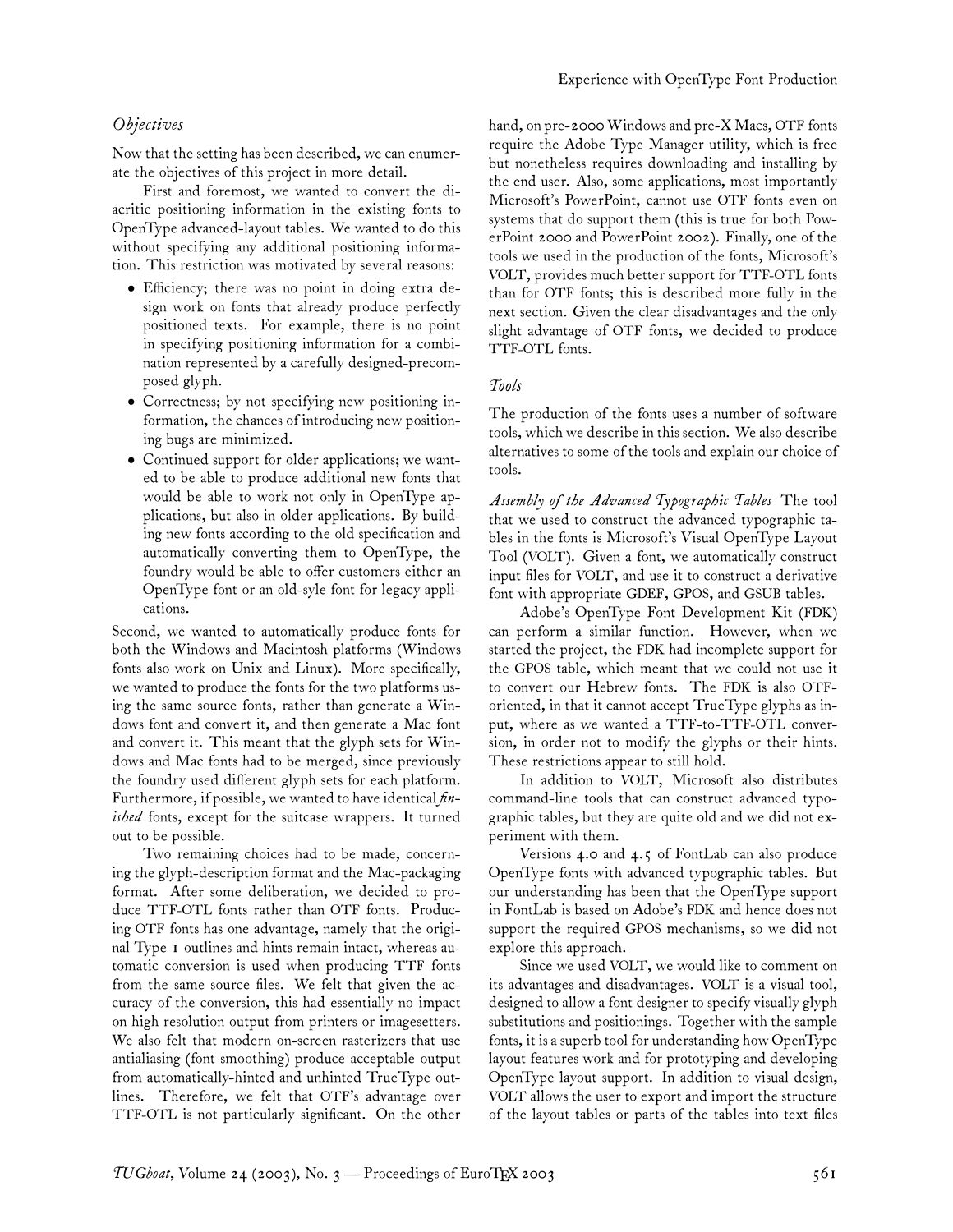### *Objectives*

Now that the setting has been described, we can enumerate the objectives of this project in more detail.

First and foremost, we wanted to convert the diacritic positioning information in the existing fonts to OpenType advanced-layout tables. We wanted to do this without specifying any additional positioning information. This restriction was motivated by several reasons:

- Efficiency; there was no point in doing extra design work on fonts that already produce perfectly positioned texts. For example, there is no point in specifying positioning information for a combination represented by a carefully designed-precomposed glyph.
- Correctness; by not specifying new positioning information, the chances of introducing new positioning bugs are minimized.
- Continued support for older applications; we wanted to be able to produce additional new fonts that would be able to work not only in OpenType applications, but also in older applications. By building new fonts according to the old specification and automatically converting them to OpenType, the foundry would be able to offer customers either an OpenType font or an old-syle font for legacy applications.

Second, we wanted to automatically produce fonts for both the Windows and Macintosh platforms (Windows fonts also work on Unix and Linux). More specifically, we wanted to produce the fonts for the two platforms using the same source fonts, rather than generate a Windows font and convert it, and then generate a Mac font and convert it. This meant that the glyph sets for Windows and Mac fonts had to be merged, since previously the foundry used different glyph sets for each platform. Furthermore, if possible, we wanted to have identical *finished* fonts, except for the suitcase wrappers. It turned out to be possible.

Two remaining choices had to be made, concerning the glyph-description format and the Mac-packaging format. After some deliberation, we decided to produce TTF-OTL fonts rather than OTF fonts. Producing OTF fonts has one advantage, namely that the original Type 1 outlines and hints remain intact, whereas automatic conversion is used when producing TTF fonts from the same source files. We felt that given the accuracy of the conversion, this had essentially no impact on high resolution output from printers or imagesetters. We also felt that modern on-screen rasterizers that use antialiasing (font smoothing) produce acceptable output from automatically-hinted and unhinted TrueType outlines. Therefore, we felt that OTF's advantage over TTF-OTL is not particularly significant. On the other hand, on pre-2000 Windows and pre-X Macs, OTF fonts require the Adobe Type Manager utility, which is free but nonetheless requires downloading and installing by the end user. Also, some applications, most importantly Microsoft's PowerPoint, cannot use OTF fonts even on systems that do support them (this is true for both PowerPoint 2000 and PowerPoint 2002). Finally, one of the tools we used in the production of the fonts, Microsoft's VOLT, provides much better support for TTF-OTL fonts than for OTF fonts; this is described more fully in the next section. Given the clear disadvantages and the only slight advantage of OTF fonts, we decided to produce TTF-OTL fonts.

### *Tools*

The production of the fonts uses a number of software tools, which we describe in this section. We also describe alternatives to some of the tools and explain our choice of tools.

*Assembly of the Advanced Typographic Tables* The tool that we used to construct the advanced typographic tables in the fonts is Microsoft's Visual OpenType Layout Tool (VOLT). Given a font, we automatically construct input files for VOLT, and use it to construct a derivative font with appropriate GDEF, GPOS, and GSUB tables.

Adobe's OpenType Font Development Kit (FDK) can perform a similar function. However, when we started the project, the FDK had incomplete support for the GPOS table, which meant that we could not use it to convert our Hebrew fonts. The FDK is also OTF-oriented, in that it cannot accept TrueType glyphs as input, where as we wanted a TTF-to-TTF-OTL conversion, in order not to modify the glyphs or their hints. These restrictions appear to still hold.

In addition to VOLT, Microsoft also distributes command-line tools that can construct advanced typographic tables, but they are quite old and we did not experiment with them.

Versions 4.0 and 4.5 of FontLab can also produce OpenType fonts with advanced typographic tables. But our understanding has been that the OpenType support in FontLab is based on Adobe's FDK and hence does not support the required GPOS mechanisms, so we did not explore this approach.

Since we used VOLT, we would like to comment on its advantages and disadvantages. VOLT is a visual tool, designed to allow a font designer to specify visually glyph substitutions and positionings. Together with the sample fonts, it is a superb tool for understanding how OpenType layout features work and for prototyping and developing OpenType layout support. In addition to visual design, VOLT allows the user to export and import the structure of the layout tables or parts of the tables into text files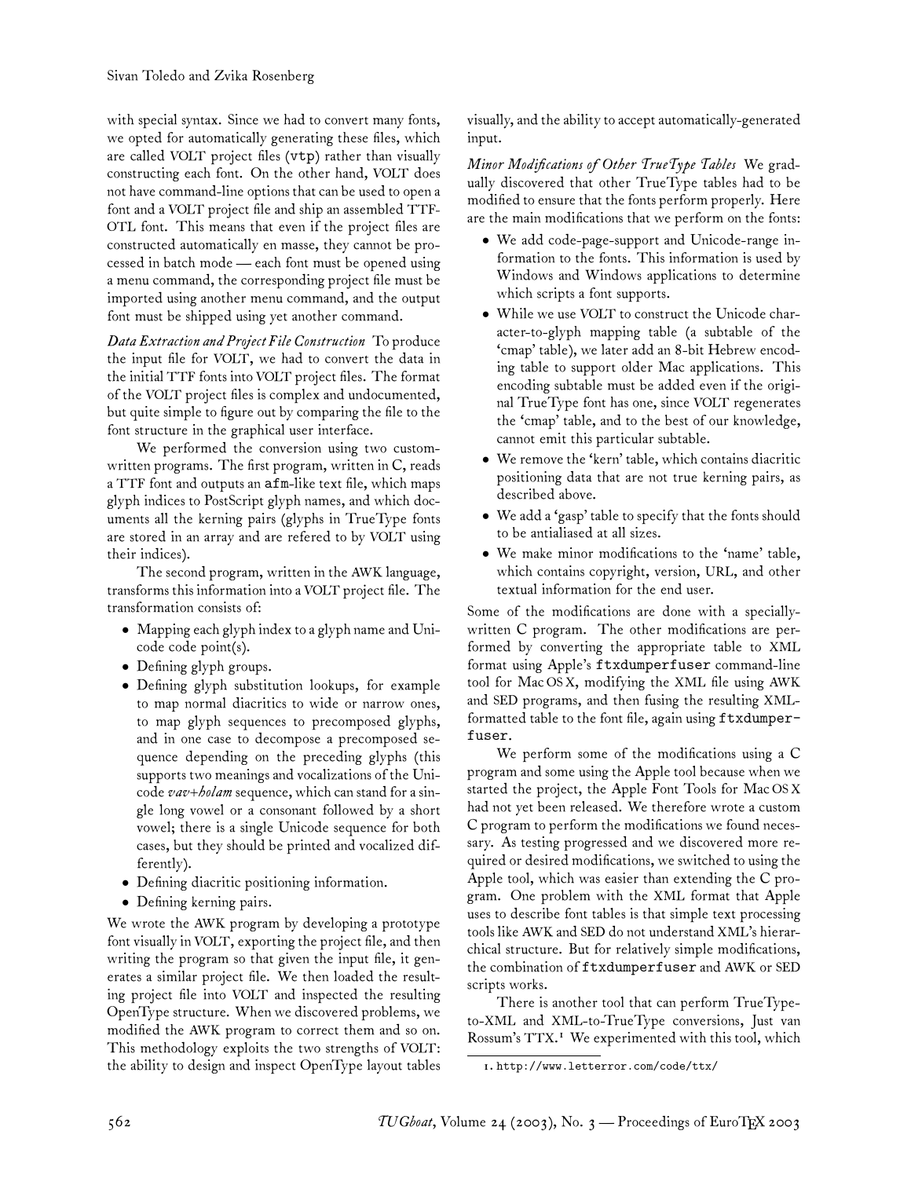with special syntax. Since we had to convert many fonts, we opted for automatically generating these files, which are called VOLT project files (`vtp`) rather than visually constructing each font. On the other hand, VOLT does not have command-line options that can be used to open a font and a VOLT project file and ship an assembled TTF-OTL font. This means that even if the project files are constructed automatically en masse, they cannot be processed in batch mode — each font must be opened using a menu command, the corresponding project file must be imported using another menu command, and the output font must be shipped using yet another command.

*Data Extraction and Project File Construction* To produce the input file for VOLT, we had to convert the data in the initial TTF fonts into VOLT project files. The format of the VOLT project files is complex and undocumented, but quite simple to figure out by comparing the file to the font structure in the graphical user interface.

We performed the conversion using two custom-written programs. The first program, written in C, reads a TTF font and outputs an `afm`-like text file, which maps glyph indices to PostScript glyph names, and which documents all the kerning pairs (glyphs in TrueType fonts are stored in an array and are refered to by VOLT using their indices).

The second program, written in the AWK language, transforms this information into a VOLT project file. The transformation consists of:

- Mapping each glyph index to a glyph name and Unicode code point(s).
- Defining glyph groups.
- Defining glyph substitution lookups, for example to map normal diacritics to wide or narrow ones, to map glyph sequences to precomposed glyphs, and in one case to decompose a precomposed sequence depending on the preceding glyphs (this supports two meanings and vocalizations of the Unicode *vav+holam* sequence, which can stand for a single long vowel or a consonant followed by a short vowel; there is a single Unicode sequence for both cases, but they should be printed and vocalized differently).
- Defining diacritic positioning information.
- Defining kerning pairs.

We wrote the AWK program by developing a prototype font visually in VOLT, exporting the project file, and then writing the program so that given the input file, it generates a similar project file. We then loaded the resulting project file into VOLT and inspected the resulting OpenType structure. When we discovered problems, we modified the AWK program to correct them and so on. This methodology exploits the two strengths of VOLT: the ability to design and inspect OpenType layout tables visually, and the ability to accept automatically-generated input.

*Minor Modifications of Other TrueType Tables* We gradually discovered that other TrueType tables had to be modified to ensure that the fonts perform properly. Here are the main modifications that we perform on the fonts:

- We add code-page-support and Unicode-range information to the fonts. This information is used by Windows and Windows applications to determine which scripts a font supports.
- While we use VOLT to construct the Unicode character-to-glyph mapping table (a subtable of the 'cmap' table), we later add an 8-bit Hebrew encoding table to support older Mac applications. This encoding subtable must be added even if the original TrueType font has one, since VOLT regenerates the 'cmap' table, and to the best of our knowledge, cannot emit this particular subtable.
- We remove the 'kern' table, which contains diacritic positioning data that are not true kerning pairs, as described above.
- We add a 'gasp' table to specify that the fonts should to be antialiased at all sizes.
- We make minor modifications to the 'name' table, which contains copyright, version, URL, and other textual information for the end user.

Some of the modifications are done with a specially-written C program. The other modifications are performed by converting the appropriate table to XML format using Apple's `ftxdumperfuser` command-line tool for Mac OS X, modifying the XML file using AWK and SED programs, and then fusing the resulting XML-formatted table to the font file, again using `ftxdumperfuser`.

We perform some of the modifications using a C program and some using the Apple tool because when we started the project, the Apple Font Tools for Mac OS X had not yet been released. We therefore wrote a custom C program to perform the modifications we found necessary. As testing progressed and we discovered more required or desired modifications, we switched to using the Apple tool, which was easier than extending the C program. One problem with the XML format that Apple uses to describe font tables is that simple text processing tools like AWK and SED do not understand XML's hierarchical structure. But for relatively simple modifications, the combination of `ftxdumperfuser` and AWK or SED scripts works.

There is another tool that can perform TrueType-to-XML and XML-to-TrueType conversions, Just van Rossum's TTX.[1] We experimented with this tool, which

[1] http://www.letterror.com/code/ttx/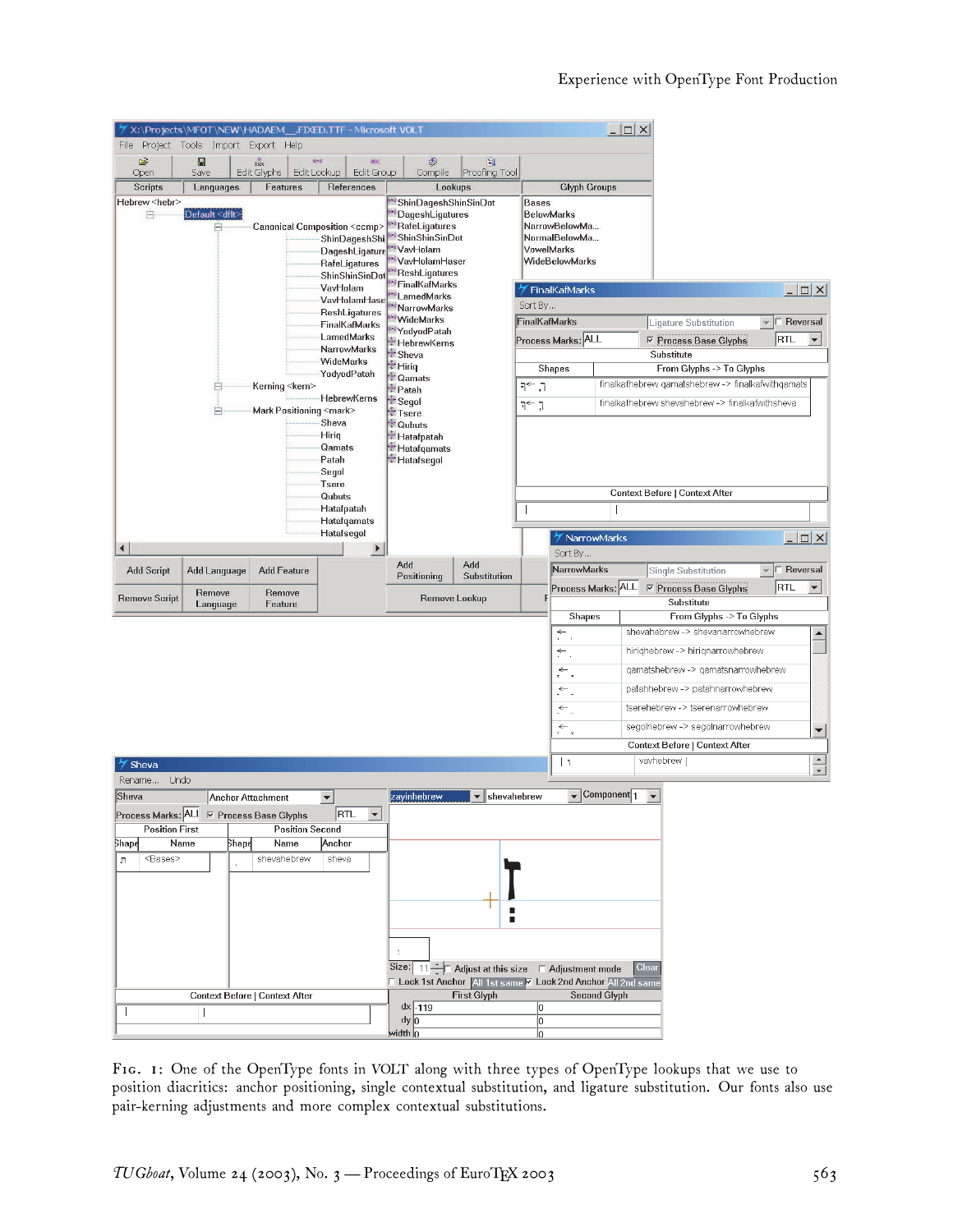FIG. 1: One of the OpenType fonts in VOLT along with three types of OpenType lookups that we use to position diacritics: anchor positioning, single contextual substitution, and ligature substitution. Our fonts also use pair-kerning adjustments and more complex contextual substitutions.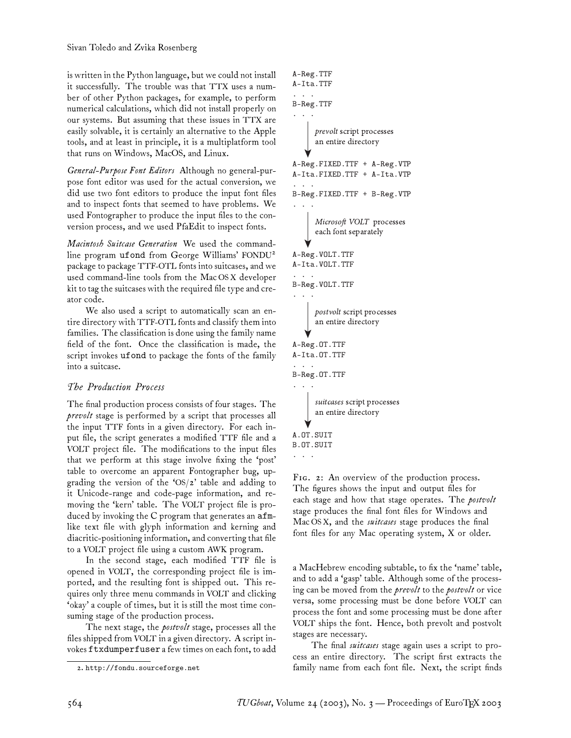is written in the Python language, but we could not install it successfully. The trouble was that TTX uses a number of other Python packages, for example, to perform numerical calculations, which did not install properly on our systems. But assuming that these issues in TTX are easily solvable, it is certainly an alternative to the Apple tools, and at least in principle, it is a multiplatform tool that runs on Windows, MacOS, and Linux.

*General-Purpose Font Editors* Although no general-purpose font editor was used for the actual conversion, we did use two font editors to produce the input font files and to inspect fonts that seemed to have problems. We used Fontographer to produce the input files to the conversion process, and we used PfaEdit to inspect fonts.

*Macintosh Suitcase Generation* We used the command-line program `ufond` from George Williams' FONDU[2] package to package TTF-OTL fonts into suitcases, and we used command-line tools from the Mac OS X developer kit to tag the suitcases with the required file type and creator code.

We also used a script to automatically scan an entire directory with TTF-OTL fonts and classify them into families. The classification is done using the family name field of the font. Once the classification is made, the script invokes `ufond` to package the fonts of the family into a suitcase.

## The Production Process

The final production process consists of four stages. The *prevolt* stage is performed by a script that processes all the input TTF fonts in a given directory. For each input file, the script generates a modified TTF file and a VOLT project file. The modifications to the input files that we perform at this stage involve fixing the 'post' table to overcome an apparent Fontographer bug, upgrading the version of the 'OS/2' table and adding to it Unicode-range and code-page information, and removing the 'kern' table. The VOLT project file is produced by invoking the C program that generates an `afm`-like text file with glyph information and kerning and diacritic-positioning information, and converting that file to a VOLT project file using a custom AWK program.

In the second stage, each modified TTF file is opened in VOLT, the corresponding project file is imported, and the resulting font is shipped out. This requires only three menu commands in VOLT and clicking 'okay' a couple of times, but it is still the most time consuming stage of the production process.

The next stage, the *postvolt* stage, processes all the files shipped from VOLT in a given directory. A script invokes `ftxdumperfuser` a few times on each font, to add a MacHebrew encoding subtable, to fix the 'name' table, and to add a 'gasp' table. Although some of the processing can be moved from the *prevolt* to the *postvolt* or vice versa, some processing must be done before VOLT can process the font and some processing must be done after VOLT ships the font. Hence, both prevolt and postvolt stages are necessary.

The final *suitcases* stage again uses a script to process an entire directory. The script first extracts the family name from each font file. Next, the script finds

```
A-Reg.TTF
A-Ita.TTF
. . .
B-Reg.TTF
. . .
    |  prevolt script processes
    |  an entire directory
    v
A-Reg.FIXED.TTF + A-Reg.VTP
A-Ita.FIXED.TTF + A-Ita.VTP
. . .
B-Reg.FIXED.TTF + B-Reg.VTP
. . .
    |  Microsoft VOLT processes
    |  each font separately
    v
A-Reg.VOLT.TTF
A-Ita.VOLT.TTF
. . .
B-Reg.VOLT.TTF
. . .
    |  postvolt script processes
    |  an entire directory
    v
A-Reg.OT.TTF
A-Ita.OT.TTF
. . .
B-Reg.OT.TTF
. . .
    |  suitcases script processes
    |  an entire directory
    v
A.OT.SUIT
B.OT.SUIT
. . .
```

Fig. 2: An overview of the production process. The figures shows the input and output files for each stage and how that stage operates. The *postvolt* stage produces the final font files for Windows and Mac OS X, and the *suitcases* stage produces the final font files for any Mac operating system, X or older.

[2] http://fondu.sourceforge.net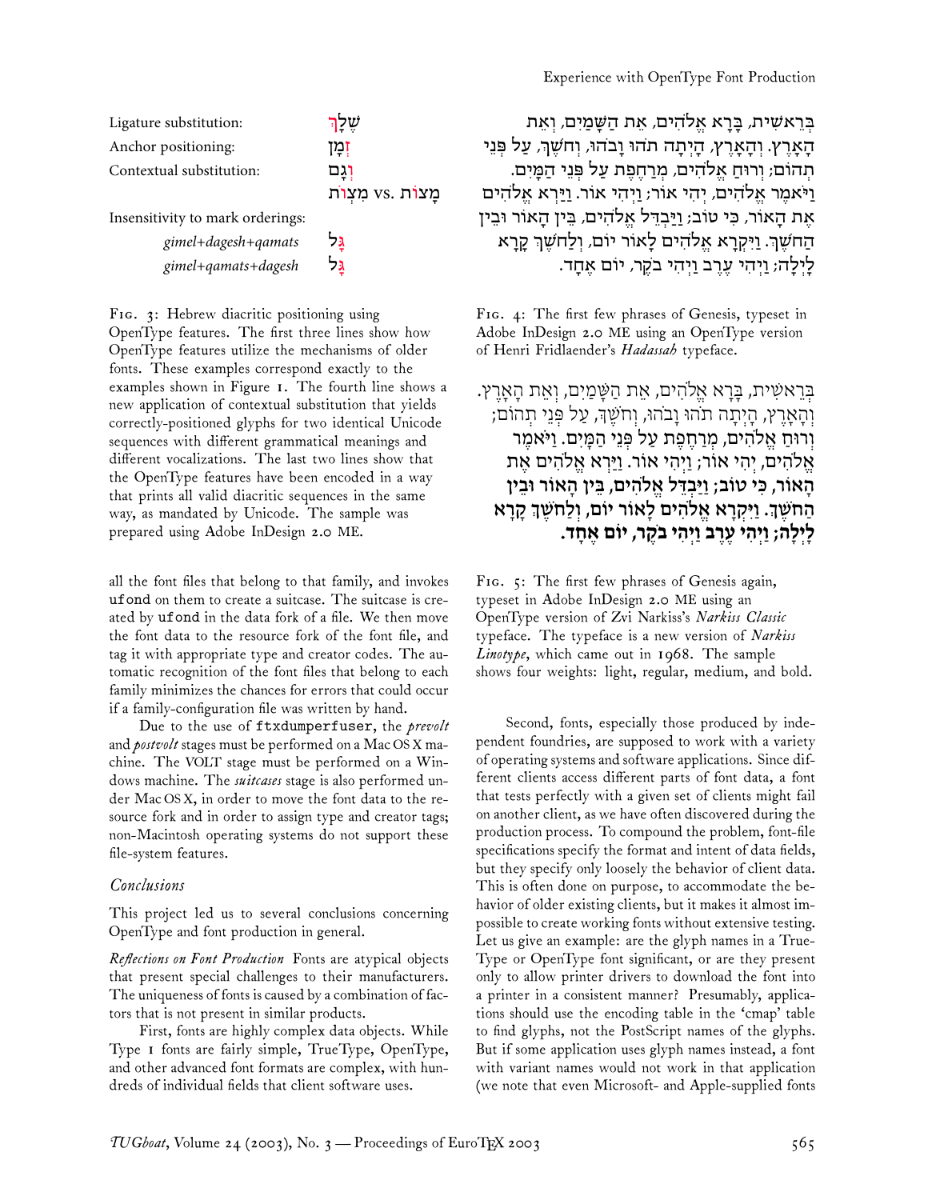| | |
|---|---|
| Ligature substitution: | שֶׁלָּךְ |
| Anchor positioning: | זְמַן |
| Contextual substitution: | וְגַם |
| | מָצוֹת vs. מִצְוֹת |
| Insensitivity to mark orderings: | |
| *gimel+dagesh+qamats* | גָּל |
| *gimel+qamats+dagesh* | גָּל |

Fig. 3: Hebrew diacritic positioning using OpenType features. The first three lines show how OpenType features utilize the mechanisms of older fonts. These examples correspond exactly to the examples shown in Figure 1. The fourth line shows a new application of contextual substitution that yields correctly-positioned glyphs for two identical Unicode sequences with different grammatical meanings and different vocalizations. The last two lines show that the OpenType features have been encoded in a way that prints all valid diacritic sequences in the same way, as mandated by Unicode. The sample was prepared using Adobe InDesign 2.0 ME.

בְּרֵאשִׁית, בָּרָא אֱלֹהִים, אֵת הַשָּׁמַיִם, וְאֵת הָאָרֶץ. וְהָאָרֶץ, הָיְתָה תֹהוּ וָבֹהוּ, וְחֹשֶׁךְ, עַל פְּנֵי תְהוֹם; וְרוּחַ אֱלֹהִים, מְרַחֶפֶת עַל פְּנֵי הַמָּיִם. וַיֹּאמֶר אֱלֹהִים, יְהִי אוֹר; וַיְהִי אוֹר. וַיַּרְא אֱלֹהִים אֶת הָאוֹר, כִּי טוֹב; וַיַּבְדֵּל אֱלֹהִים, בֵּין הָאוֹר וּבֵין הַחֹשֶׁךְ. וַיִּקְרָא אֱלֹהִים לָאוֹר יוֹם, וְלַחֹשֶׁךְ קָרָא לָיְלָה; וַיְהִי עֶרֶב וַיְהִי בֹקֶר, יוֹם אֶחָד.

Fig. 4: The first few phrases of Genesis, typeset in Adobe InDesign 2.0 ME using an OpenType version of Henri Fridlaender's *Hadassah* typeface.

בְּרֵאשִׁית, בָּרָא אֱלֹהִים, אֵת הַשָּׁמַיִם, וְאֵת הָאָרֶץ. וְהָאָרֶץ, הָיְתָה תֹהוּ וָבֹהוּ, וְחֹשֶׁךְ, עַל פְּנֵי תְהוֹם; וְרוּחַ אֱלֹהִים, מְרַחֶפֶת עַל פְּנֵי הַמָּיִם. וַיֹּאמֶר אֱלֹהִים, יְהִי אוֹר; וַיְהִי אוֹר. וַיַּרְא אֱלֹהִים אֶת הָאוֹר, כִּי טוֹב; וַיַּבְדֵּל אֱלֹהִים, בֵּין הָאוֹר וּבֵין הַחֹשֶׁךְ. וַיִּקְרָא אֱלֹהִים לָאוֹר יוֹם, וְלַחֹשֶׁךְ קָרָא לָיְלָה; וַיְהִי עֶרֶב וַיְהִי בֹקֶר, יוֹם אֶחָד.

Fig. 5: The first few phrases of Genesis again, typeset in Adobe InDesign 2.0 ME using an OpenType version of Zvi Narkiss's *Narkiss Classic* typeface. The typeface is a new version of *Narkiss Linotype*, which came out in 1968. The sample shows four weights: light, regular, medium, and bold.

all the font files that belong to that family, and invokes ufond on them to create a suitcase. The suitcase is created by ufond in the data fork of a file. We then move the font data to the resource fork of the font file, and tag it with appropriate type and creator codes. The automatic recognition of the font files that belong to each family minimizes the chances for errors that could occur if a family-configuration file was written by hand.

Due to the use of ftxdumperfuser, the *prevolt* and *postvolt* stages must be performed on a Mac OS X machine. The VOLT stage must be performed on a Windows machine. The *suitcases* stage is also performed under Mac OS X, in order to move the font data to the resource fork and in order to assign type and creator tags; non-Macintosh operating systems do not support these file-system features.

### Conclusions

This project led us to several conclusions concerning OpenType and font production in general.

*Reflections on Font Production* Fonts are atypical objects that present special challenges to their manufacturers. The uniqueness of fonts is caused by a combination of factors that is not present in similar products.

First, fonts are highly complex data objects. While Type 1 fonts are fairly simple, TrueType, OpenType, and other advanced font formats are complex, with hundreds of individual fields that client software uses.

Second, fonts, especially those produced by independent foundries, are supposed to work with a variety of operating systems and software applications. Since different clients access different parts of font data, a font that tests perfectly with a given set of clients might fail on another client, as we have often discovered during the production process. To compound the problem, font-file specifications specify the format and intent of data fields, but they specify only loosely the behavior of client data. This is often done on purpose, to accommodate the behavior of older existing clients, but it makes it almost impossible to create working fonts without extensive testing. Let us give an example: are the glyph names in a TrueType or OpenType font significant, or are they present only to allow printer drivers to download the font into a printer in a consistent manner? Presumably, applications should use the encoding table in the 'cmap' table to find glyphs, not the PostScript names of the glyphs. But if some application uses glyph names instead, a font with variant names would not work in that application (we note that even Microsoft- and Apple-supplied fonts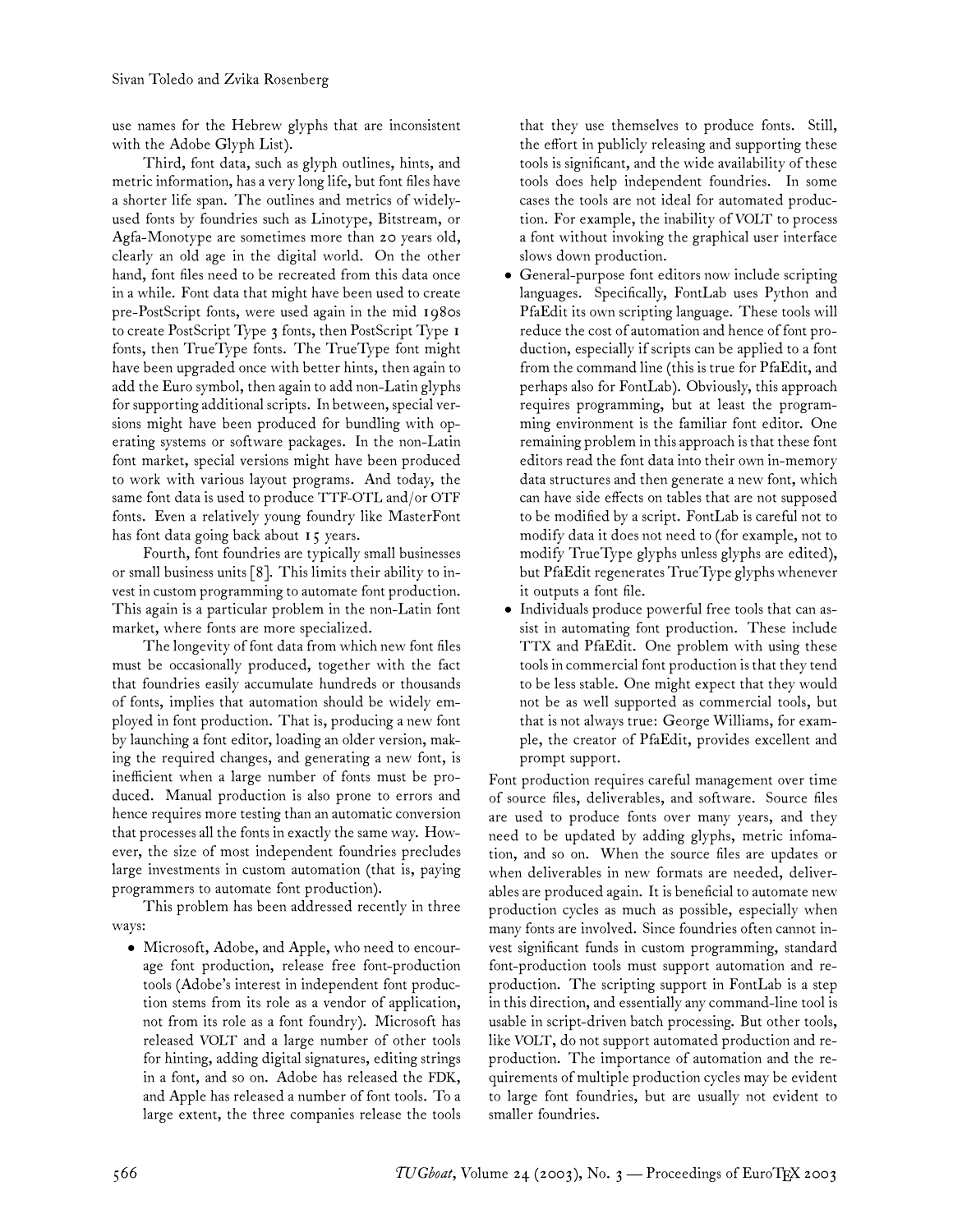use names for the Hebrew glyphs that are inconsistent with the Adobe Glyph List).

Third, font data, such as glyph outlines, hints, and metric information, has a very long life, but font files have a shorter life span. The outlines and metrics of widely-used fonts by foundries such as Linotype, Bitstream, or Agfa-Monotype are sometimes more than 20 years old, clearly an old age in the digital world. On the other hand, font files need to be recreated from this data once in a while. Font data that might have been used to create pre-PostScript fonts, were used again in the mid 1980s to create PostScript Type 3 fonts, then PostScript Type 1 fonts, then TrueType fonts. The TrueType font might have been upgraded once with better hints, then again to add the Euro symbol, then again to add non-Latin glyphs for supporting additional scripts. In between, special versions might have been produced for bundling with operating systems or software packages. In the non-Latin font market, special versions might have been produced to work with various layout programs. And today, the same font data is used to produce TTF-OTL and/or OTF fonts. Even a relatively young foundry like MasterFont has font data going back about 15 years.

Fourth, font foundries are typically small businesses or small business units [8]. This limits their ability to invest in custom programming to automate font production. This again is a particular problem in the non-Latin font market, where fonts are more specialized.

The longevity of font data from which new font files must be occasionally produced, together with the fact that foundries easily accumulate hundreds or thousands of fonts, implies that automation should be widely employed in font production. That is, producing a new font by launching a font editor, loading an older version, making the required changes, and generating a new font, is inefficient when a large number of fonts must be produced. Manual production is also prone to errors and hence requires more testing than an automatic conversion that processes all the fonts in exactly the same way. However, the size of most independent foundries precludes large investments in custom automation (that is, paying programmers to automate font production).

This problem has been addressed recently in three ways:

- Microsoft, Adobe, and Apple, who need to encourage font production, release free font-production tools (Adobe's interest in independent font production stems from its role as a vendor of application, not from its role as a font foundry). Microsoft has released VOLT and a large number of other tools for hinting, adding digital signatures, editing strings in a font, and so on. Adobe has released the FDK, and Apple has released a number of font tools. To a large extent, the three companies release the tools that they use themselves to produce fonts. Still, the effort in publicly releasing and supporting these tools is significant, and the wide availability of these tools does help independent foundries. In some cases the tools are not ideal for automated production. For example, the inability of VOLT to process a font without invoking the graphical user interface slows down production.
- General-purpose font editors now include scripting languages. Specifically, FontLab uses Python and PfaEdit its own scripting language. These tools will reduce the cost of automation and hence of font production, especially if scripts can be applied to a font from the command line (this is true for PfaEdit, and perhaps also for FontLab). Obviously, this approach requires programming, but at least the programming environment is the familiar font editor. One remaining problem in this approach is that these font editors read the font data into their own in-memory data structures and then generate a new font, which can have side effects on tables that are not supposed to be modified by a script. FontLab is careful not to modify data it does not need to (for example, not to modify TrueType glyphs unless glyphs are edited), but PfaEdit regenerates TrueType glyphs whenever it outputs a font file.
- Individuals produce powerful free tools that can assist in automating font production. These include TTX and PfaEdit. One problem with using these tools in commercial font production is that they tend to be less stable. One might expect that they would not be as well supported as commercial tools, but that is not always true: George Williams, for example, the creator of PfaEdit, provides excellent and prompt support.

Font production requires careful management over time of source files, deliverables, and software. Source files are used to produce fonts over many years, and they need to be updated by adding glyphs, metric infomation, and so on. When the source files are updates or when deliverables in new formats are needed, deliverables are produced again. It is beneficial to automate new production cycles as much as possible, especially when many fonts are involved. Since foundries often cannot invest significant funds in custom programming, standard font-production tools must support automation and reproduction. The scripting support in FontLab is a step in this direction, and essentially any command-line tool is usable in script-driven batch processing. But other tools, like VOLT, do not support automated production and reproduction. The importance of automation and the requirements of multiple production cycles may be evident to large font foundries, but are usually not evident to smaller foundries.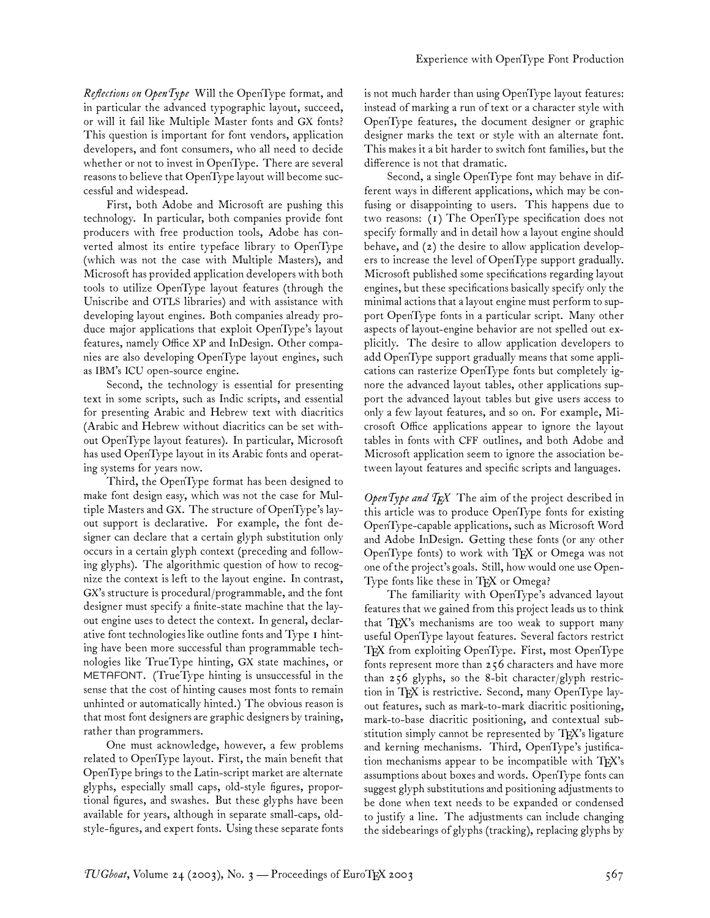*Reflections on OpenType* Will the OpenType format, and in particular the advanced typographic layout, succeed, or will it fail like Multiple Master fonts and GX fonts? This question is important for font vendors, application developers, and font consumers, who all need to decide whether or not to invest in OpenType. There are several reasons to believe that OpenType layout will become successful and widespread.

First, both Adobe and Microsoft are pushing this technology. In particular, both companies provide font producers with free production tools, Adobe has converted almost its entire typeface library to OpenType (which was not the case with Multiple Masters), and Microsoft has provided application developers with both tools to utilize OpenType layout features (through the Uniscribe and OTLS libraries) and with assistance with developing layout engines. Both companies already produce major applications that exploit OpenType's layout features, namely Office XP and InDesign. Other companies are also developing OpenType layout engines, such as IBM's ICU open-source engine.

Second, the technology is essential for presenting text in some scripts, such as Indic scripts, and essential for presenting Arabic and Hebrew text with diacritics (Arabic and Hebrew without diacritics can be set without OpenType layout features). In particular, Microsoft has used OpenType layout in its Arabic fonts and operating systems for years now.

Third, the OpenType format has been designed to make font design easy, which was not the case for Multiple Masters and GX. The structure of OpenType's layout support is declarative. For example, the font designer can declare that a certain glyph substitution only occurs in a certain glyph context (preceding and following glyphs). The algorithmic question of how to recognize the context is left to the layout engine. In contrast, GX's structure is procedural/programmable, and the font designer must specify a finite-state machine that the layout engine uses to detect the context. In general, declarative font technologies like outline fonts and Type 1 hinting have been more successful than programmable technologies like TrueType hinting, GX state machines, or METAFONT. (TrueType hinting is unsuccessful in the sense that the cost of hinting causes most fonts to remain unhinted or automatically hinted.) The obvious reason is that most font designers are graphic designers by training, rather than programmers.

One must acknowledge, however, a few problems related to OpenType layout. First, the main benefit that OpenType brings to the Latin-script market are alternate glyphs, especially small caps, old-style figures, proportional figures, and swashes. But these glyphs have been available for years, although in separate small-caps, old-style-figures, and expert fonts. Using these separate fonts is not much harder than using OpenType layout features: instead of marking a run of text or a character style with OpenType features, the document designer or graphic designer marks the text or style with an alternate font. This makes it a bit harder to switch font families, but the difference is not that dramatic.

Second, a single OpenType font may behave in different ways in different applications, which may be confusing or disappointing to users. This happens due to two reasons: (1) The OpenType specification does not specify formally and in detail how a layout engine should behave, and (2) the desire to allow application developers to increase the level of OpenType support gradually. Microsoft published some specifications regarding layout engines, but these specifications basically specify only the minimal actions that a layout engine must perform to support OpenType fonts in a particular script. Many other aspects of layout-engine behavior are not spelled out explicitly. The desire to allow application developers to add OpenType support gradually means that some applications can rasterize OpenType fonts but completely ignore the advanced layout tables, other applications support the advanced layout tables but give users access to only a few layout features, and so on. For example, Microsoft Office applications appear to ignore the layout tables in fonts with CFF outlines, and both Adobe and Microsoft application seem to ignore the association between layout features and specific scripts and languages.

*OpenType and TEX* The aim of the project described in this article was to produce OpenType fonts for existing OpenType-capable applications, such as Microsoft Word and Adobe InDesign. Getting these fonts (or any other OpenType fonts) to work with TEX or Omega was not one of the project's goals. Still, how would one use OpenType fonts like these in TEX or Omega?

The familiarity with OpenType's advanced layout features that we gained from this project leads us to think that TEX's mechanisms are too weak to support many useful OpenType layout features. Several factors restrict TEX from exploiting OpenType. First, most OpenType fonts represent more than 256 characters and have more than 256 glyphs, so the 8-bit character/glyph restriction in TEX is restrictive. Second, many OpenType layout features, such as mark-to-mark diacritic positioning, mark-to-base diacritic positioning, and contextual substitution simply cannot be represented by TEX's ligature and kerning mechanisms. Third, OpenType's justification mechanisms appear to be incompatible with TEX's assumptions about boxes and words. OpenType fonts can suggest glyph substitutions and positioning adjustments to be done when text needs to be expanded or condensed to justify a line. The adjustments can include changing the sidebearings of glyphs (tracking), replacing glyphs by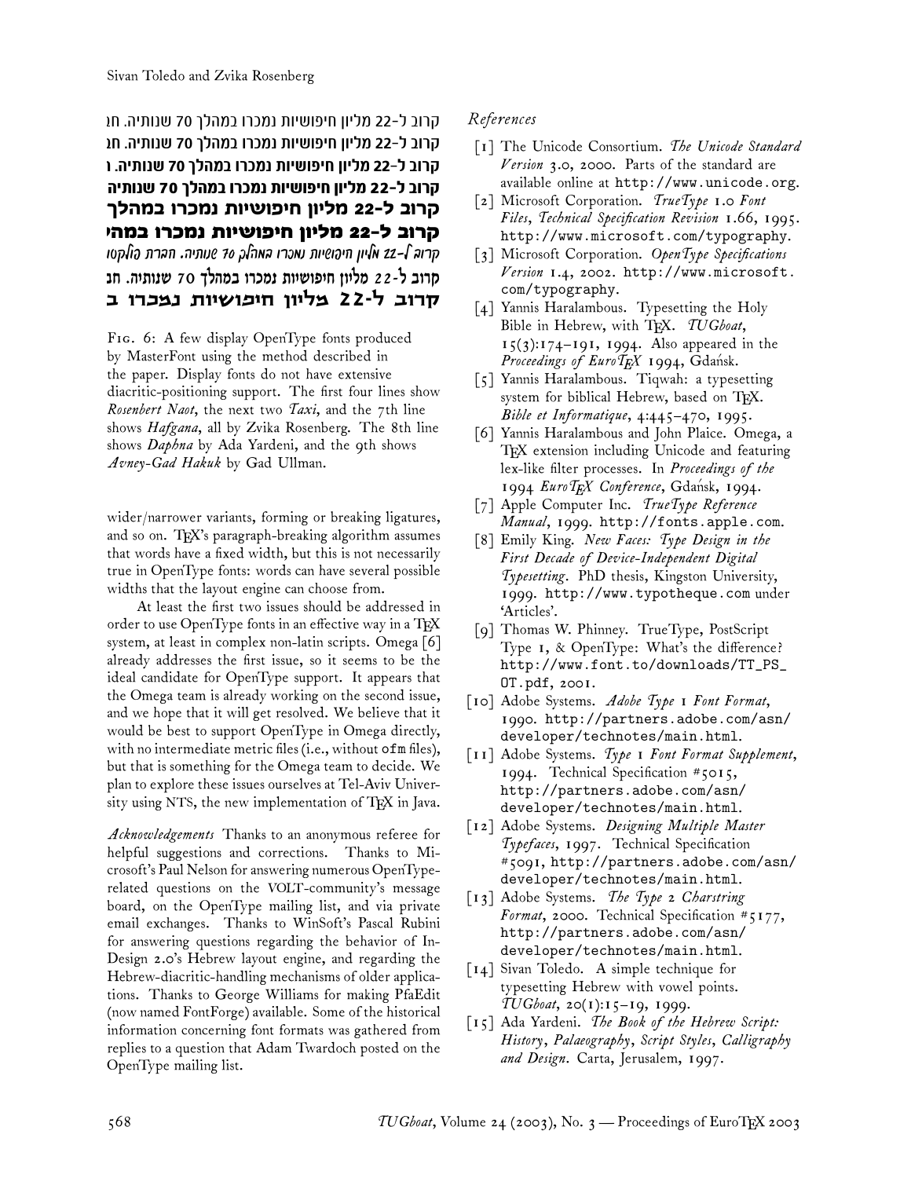קרוב ל-22 מליון חיפושיות נמכרו במהלך 70 שנותיה. חנ
קרוב ל-22 מליון חיפושיות נמכרו במהלך 70 שנותיה. חנ
קרוב ל-22 מליון חיפושיות נמכרו במהלך 70 שנותיה. ו
קרוב ל-22 מליון חיפושיות נמכרו במהלך 70 שנותיה
קרוב ל-22 מליון חיפושיות נמכרו במהלך
קרוב ל-22 מליון חיפושיות נמכרו במהי
קרוב ל-22 מליון חיפושיות נמכרו במהלך 70 שנותיה. חהרת פולקסו
קרוב ל-22 מליון חיפושיות נמכרו במהלך 70 שנותיה. חנ
קרוב ל-22 מליון חיפושיות נמכרו ב

Fig. 6: A few display OpenType fonts produced by MasterFont using the method described in the paper. Display fonts do not have extensive diacritic-positioning support. The first four lines show *Rosenbert Naot*, the next two *Taxi*, and the 7th line shows *Hafgana*, all by Zvika Rosenberg. The 8th line shows *Daphna* by Ada Yardeni, and the 9th shows *Avney-Gad Hakuk* by Gad Ullman.

wider/narrower variants, forming or breaking ligatures, and so on. TEX's paragraph-breaking algorithm assumes that words have a fixed width, but this is not necessarily true in OpenType fonts: words can have several possible widths that the layout engine can choose from.

At least the first two issues should be addressed in order to use OpenType fonts in an effective way in a TEX system, at least in complex non-latin scripts. Omega [6] already addresses the first issue, so it seems to be the ideal candidate for OpenType support. It appears that the Omega team is already working on the second issue, and we hope that it will get resolved. We believe that it would be best to support OpenType in Omega directly, with no intermediate metric files (i.e., without `ofm` files), but that is something for the Omega team to decide. We plan to explore these issues ourselves at Tel-Aviv University using NTS, the new implementation of TEX in Java.

*Acknowledgements* Thanks to an anonymous referee for helpful suggestions and corrections. Thanks to Microsoft's Paul Nelson for answering numerous OpenType-related questions on the VOLT-community's message board, on the OpenType mailing list, and via private email exchanges. Thanks to WinSoft's Pascal Rubini for answering questions regarding the behavior of InDesign 2.0's Hebrew layout engine, and regarding the Hebrew-diacritic-handling mechanisms of older applications. Thanks to George Williams for making PfaEdit (now named FontForge) available. Some of the historical information concerning font formats was gathered from replies to a question that Adam Twardoch posted on the OpenType mailing list.

### *References*

[1] The Unicode Consortium. *The Unicode Standard Version* 3.0, 2000. Parts of the standard are available online at `http://www.unicode.org`.

[2] Microsoft Corporation. *TrueType 1.0 Font Files, Technical Specification Revision* 1.66, 1995. `http://www.microsoft.com/typography`.

[3] Microsoft Corporation. *OpenType Specifications Version* 1.4, 2002. `http://www.microsoft.com/typography`.

[4] Yannis Haralambous. Typesetting the Holy Bible in Hebrew, with TEX. *TUGboat*, 15(3):174–191, 1994. Also appeared in the *Proceedings of EuroTEX* 1994, Gdańsk.

[5] Yannis Haralambous. Tiqwah: a typesetting system for biblical Hebrew, based on TEX. *Bible et Informatique*, 4:445–470, 1995.

[6] Yannis Haralambous and John Plaice. Omega, a TEX extension including Unicode and featuring lex-like filter processes. In *Proceedings of the 1994 EuroTEX Conference*, Gdańsk, 1994.

[7] Apple Computer Inc. *TrueType Reference Manual*, 1999. `http://fonts.apple.com`.

[8] Emily King. *New Faces: Type Design in the First Decade of Device-Independent Digital Typesetting*. PhD thesis, Kingston University, 1999. `http://www.typotheque.com` under 'Articles'.

[9] Thomas W. Phinney. TrueType, PostScript Type 1, & OpenType: What's the difference? `http://www.font.to/downloads/TT_PS_OT.pdf`, 2001.

[10] Adobe Systems. *Adobe Type 1 Font Format*, 1990. `http://partners.adobe.com/asn/developer/technotes/main.html`.

[11] Adobe Systems. *Type 1 Font Format Supplement*, 1994. Technical Specification #5015, `http://partners.adobe.com/asn/developer/technotes/main.html`.

[12] Adobe Systems. *Designing Multiple Master Typefaces*, 1997. Technical Specification #5091, `http://partners.adobe.com/asn/developer/technotes/main.html`.

[13] Adobe Systems. *The Type 2 Charstring Format*, 2000. Technical Specification #5177, `http://partners.adobe.com/asn/developer/technotes/main.html`.

[14] Sivan Toledo. A simple technique for typesetting Hebrew with vowel points. *TUGboat*, 20(1):15–19, 1999.

[15] Ada Yardeni. *The Book of the Hebrew Script: History, Palaeography, Script Styles, Calligraphy and Design*. Carta, Jerusalem, 1997.